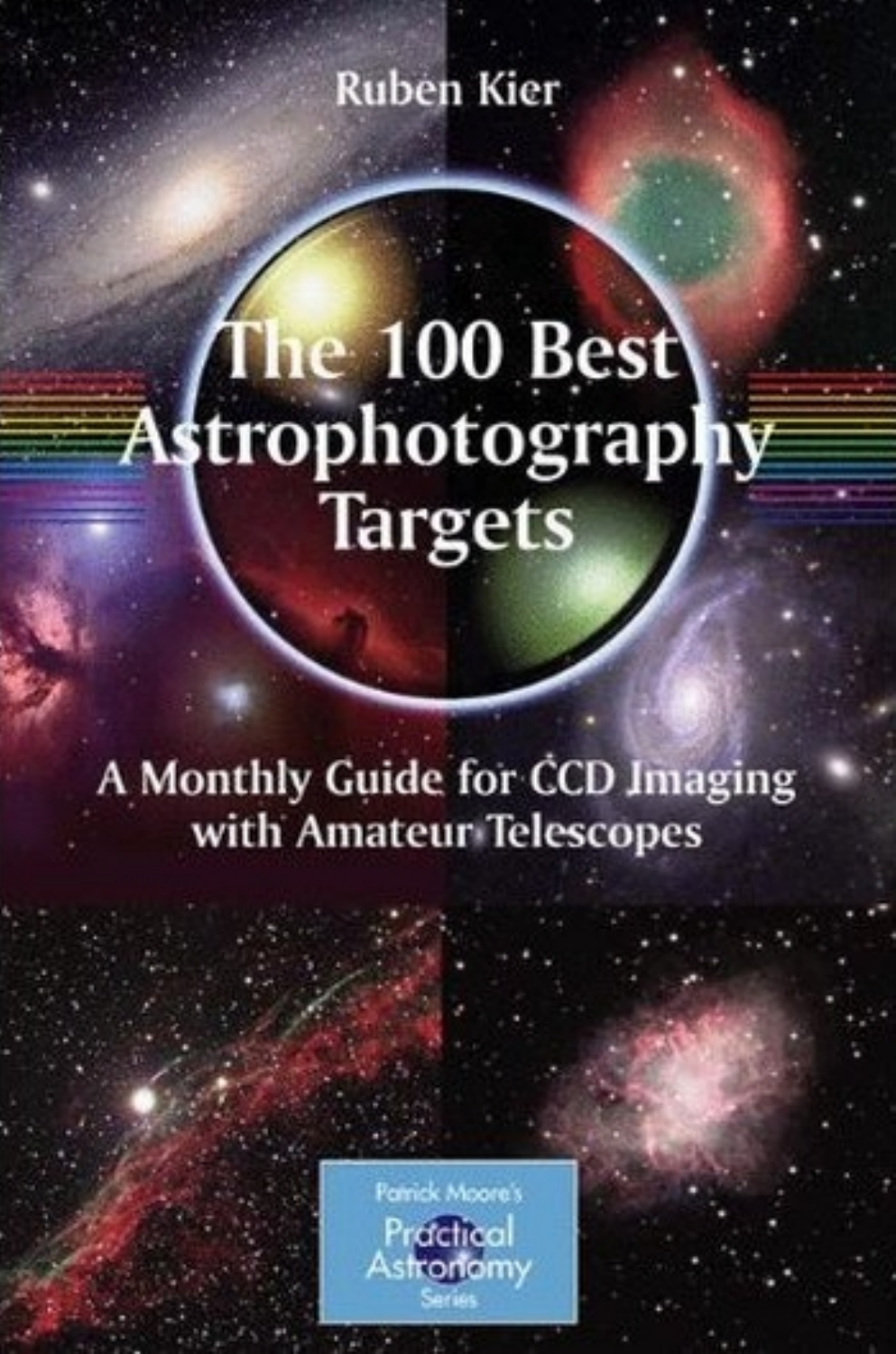Ruben Kier

# The 100 Best Astrophotography Targets

## A Monthly Guide for CCD Imaging with Amateur Telescopes

Patrick Moore's Practical Astronomy Series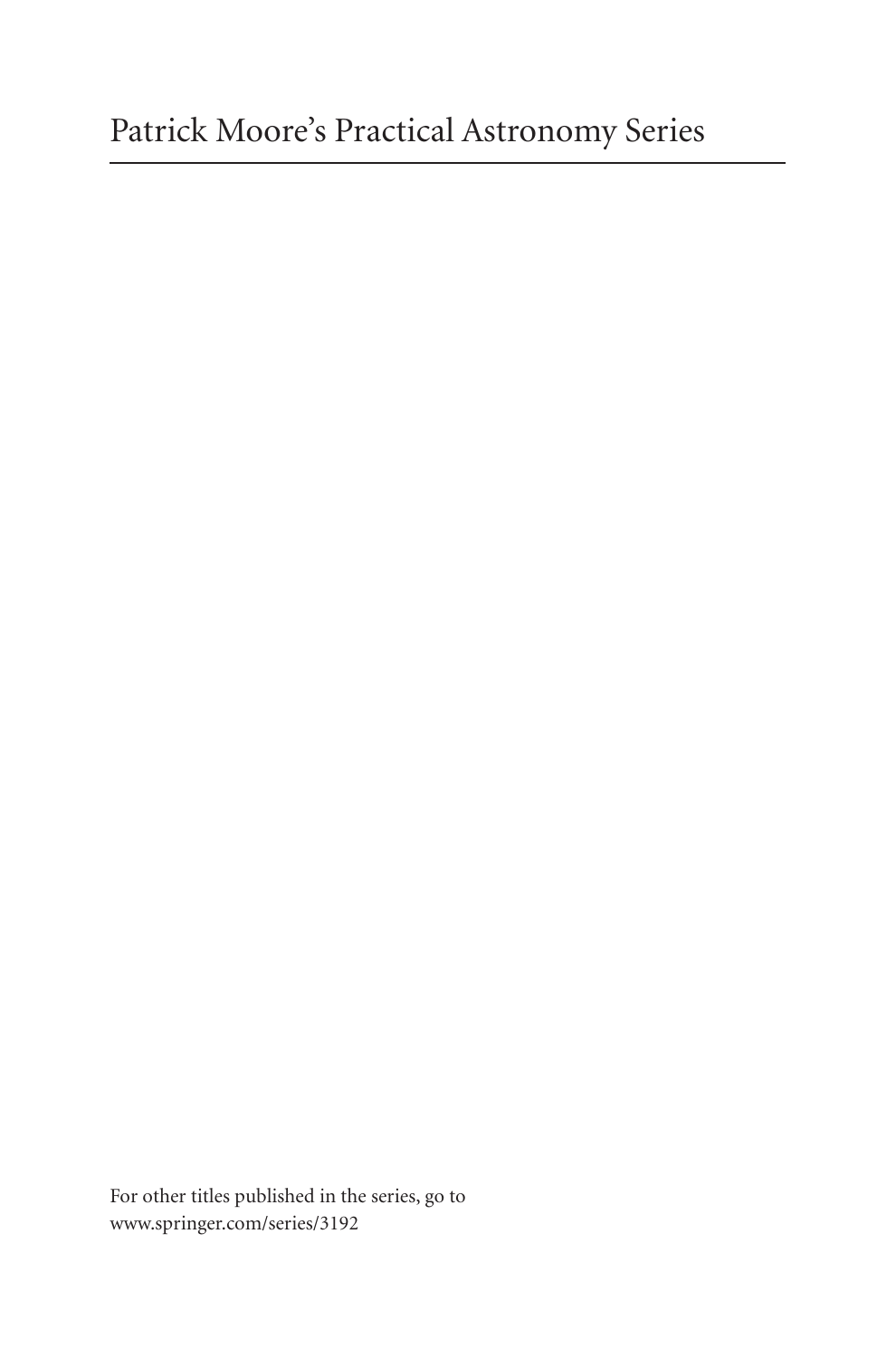# Patrick Moore's Practical Astronomy Series

For other titles published in the series, go to
www.springer.com/series/3192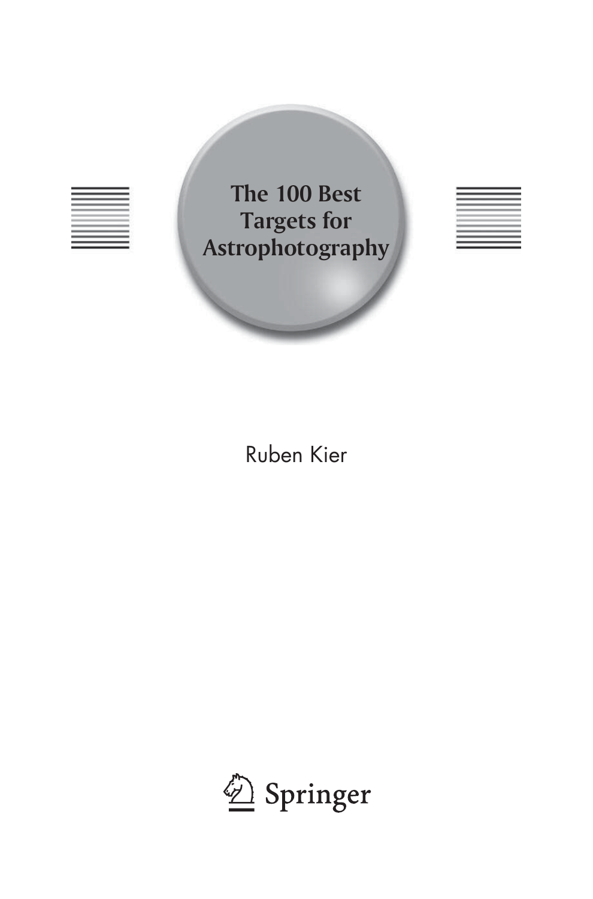# The 100 Best Targets for Astrophotography

Ruben Kier

Springer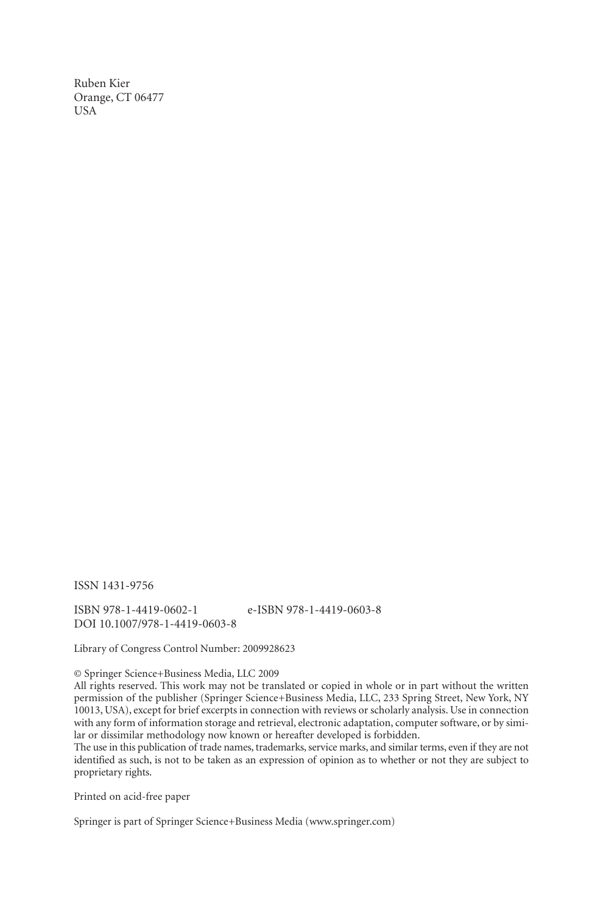Ruben Kier
Orange, CT 06477
USA

ISSN 1431-9756

ISBN 978-1-4419-0602-1 e-ISBN 978-1-4419-0603-8
DOI 10.1007/978-1-4419-0603-8

Library of Congress Control Number: 2009928623

© Springer Science+Business Media, LLC 2009
All rights reserved. This work may not be translated or copied in whole or in part without the written permission of the publisher (Springer Science+Business Media, LLC, 233 Spring Street, New York, NY 10013, USA), except for brief excerpts in connection with reviews or scholarly analysis. Use in connection with any form of information storage and retrieval, electronic adaptation, computer software, or by similar or dissimilar methodology now known or hereafter developed is forbidden.
The use in this publication of trade names, trademarks, service marks, and similar terms, even if they are not identified as such, is not to be taken as an expression of opinion as to whether or not they are subject to proprietary rights.

Printed on acid-free paper

Springer is part of Springer Science+Business Media (www.springer.com)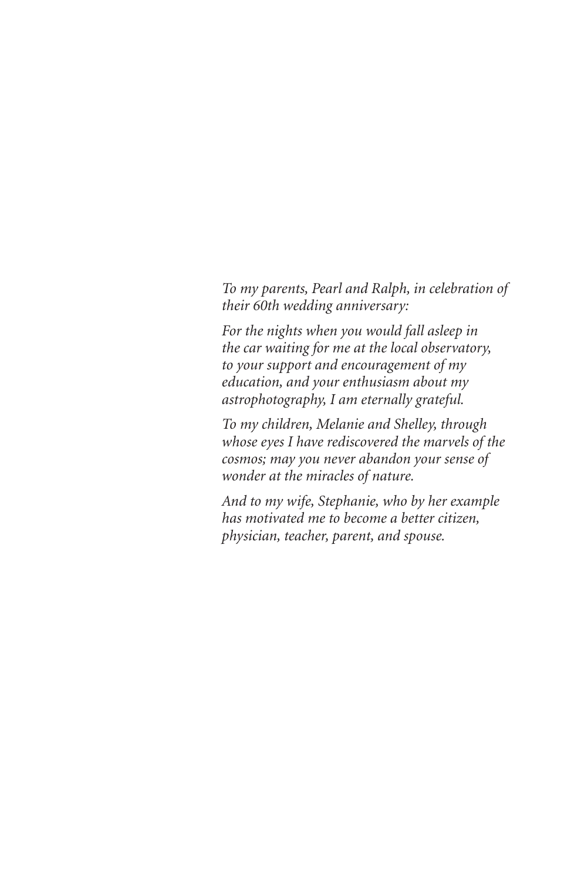*To my parents, Pearl and Ralph, in celebration of their 60th wedding anniversary:*

*For the nights when you would fall asleep in the car waiting for me at the local observatory, to your support and encouragement of my education, and your enthusiasm about my astrophotography, I am eternally grateful.*

*To my children, Melanie and Shelley, through whose eyes I have rediscovered the marvels of the cosmos; may you never abandon your sense of wonder at the miracles of nature.*

*And to my wife, Stephanie, who by her example has motivated me to become a better citizen, physician, teacher, parent, and spouse.*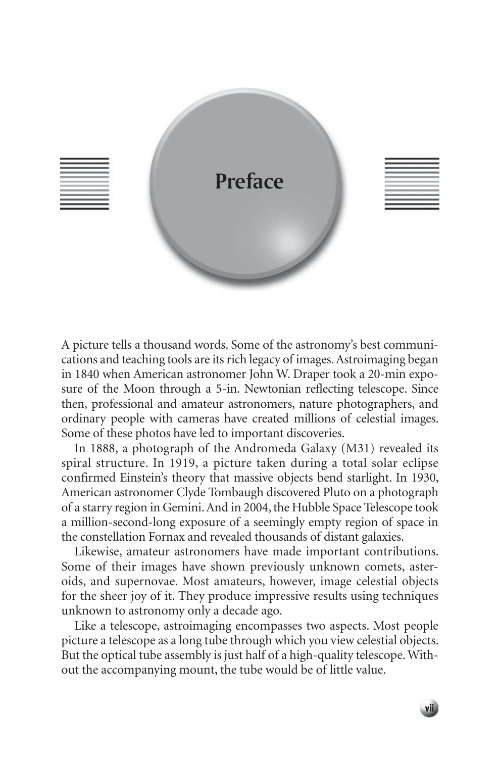# Preface

A picture tells a thousand words. Some of the astronomy's best communications and teaching tools are its rich legacy of images. Astroimaging began in 1840 when American astronomer John W. Draper took a 20-min exposure of the Moon through a 5-in. Newtonian reflecting telescope. Since then, professional and amateur astronomers, nature photographers, and ordinary people with cameras have created millions of celestial images. Some of these photos have led to important discoveries.

In 1888, a photograph of the Andromeda Galaxy (M31) revealed its spiral structure. In 1919, a picture taken during a total solar eclipse confirmed Einstein's theory that massive objects bend starlight. In 1930, American astronomer Clyde Tombaugh discovered Pluto on a photograph of a starry region in Gemini. And in 2004, the Hubble Space Telescope took a million-second-long exposure of a seemingly empty region of space in the constellation Fornax and revealed thousands of distant galaxies.

Likewise, amateur astronomers have made important contributions. Some of their images have shown previously unknown comets, asteroids, and supernovae. Most amateurs, however, image celestial objects for the sheer joy of it. They produce impressive results using techniques unknown to astronomy only a decade ago.

Like a telescope, astroimaging encompasses two aspects. Most people picture a telescope as a long tube through which you view celestial objects. But the optical tube assembly is just half of a high-quality telescope. Without the accompanying mount, the tube would be of little value.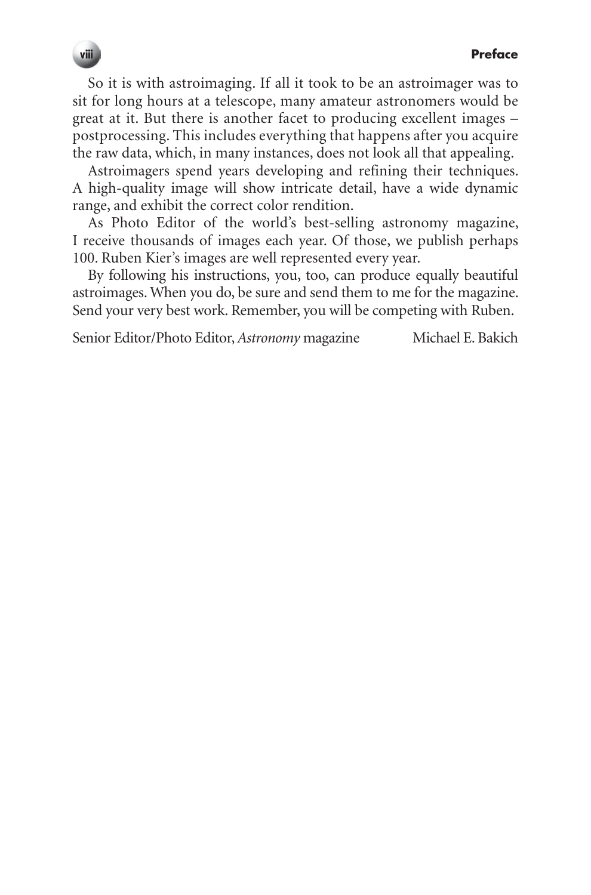So it is with astroimaging. If all it took to be an astroimager was to sit for long hours at a telescope, many amateur astronomers would be great at it. But there is another facet to producing excellent images – postprocessing. This includes everything that happens after you acquire the raw data, which, in many instances, does not look all that appealing.

Astroimagers spend years developing and refining their techniques. A high-quality image will show intricate detail, have a wide dynamic range, and exhibit the correct color rendition.

As Photo Editor of the world's best-selling astronomy magazine, I receive thousands of images each year. Of those, we publish perhaps 100. Ruben Kier's images are well represented every year.

By following his instructions, you, too, can produce equally beautiful astroimages. When you do, be sure and send them to me for the magazine. Send your very best work. Remember, you will be competing with Ruben.

Senior Editor/Photo Editor, *Astronomy* magazine — Michael E. Bakich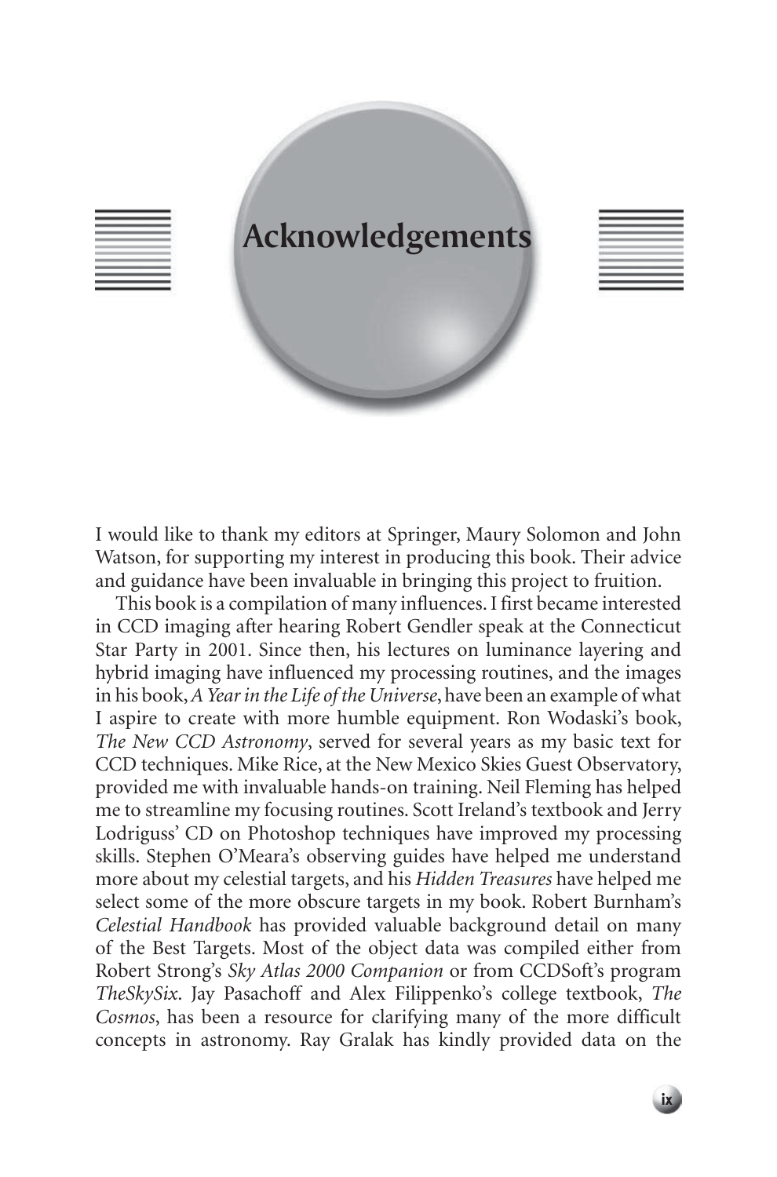# Acknowledgements

I would like to thank my editors at Springer, Maury Solomon and John Watson, for supporting my interest in producing this book. Their advice and guidance have been invaluable in bringing this project to fruition.

This book is a compilation of many influences. I first became interested in CCD imaging after hearing Robert Gendler speak at the Connecticut Star Party in 2001. Since then, his lectures on luminance layering and hybrid imaging have influenced my processing routines, and the images in his book, *A Year in the Life of the Universe*, have been an example of what I aspire to create with more humble equipment. Ron Wodaski's book, *The New CCD Astronomy*, served for several years as my basic text for CCD techniques. Mike Rice, at the New Mexico Skies Guest Observatory, provided me with invaluable hands-on training. Neil Fleming has helped me to streamline my focusing routines. Scott Ireland's textbook and Jerry Lodriguss' CD on Photoshop techniques have improved my processing skills. Stephen O'Meara's observing guides have helped me understand more about my celestial targets, and his *Hidden Treasures* have helped me select some of the more obscure targets in my book. Robert Burnham's *Celestial Handbook* has provided valuable background detail on many of the Best Targets. Most of the object data was compiled either from Robert Strong's *Sky Atlas 2000 Companion* or from CCDSoft's program *TheSkySix*. Jay Pasachoff and Alex Filippenko's college textbook, *The Cosmos*, has been a resource for clarifying many of the more difficult concepts in astronomy. Ray Gralak has kindly provided data on the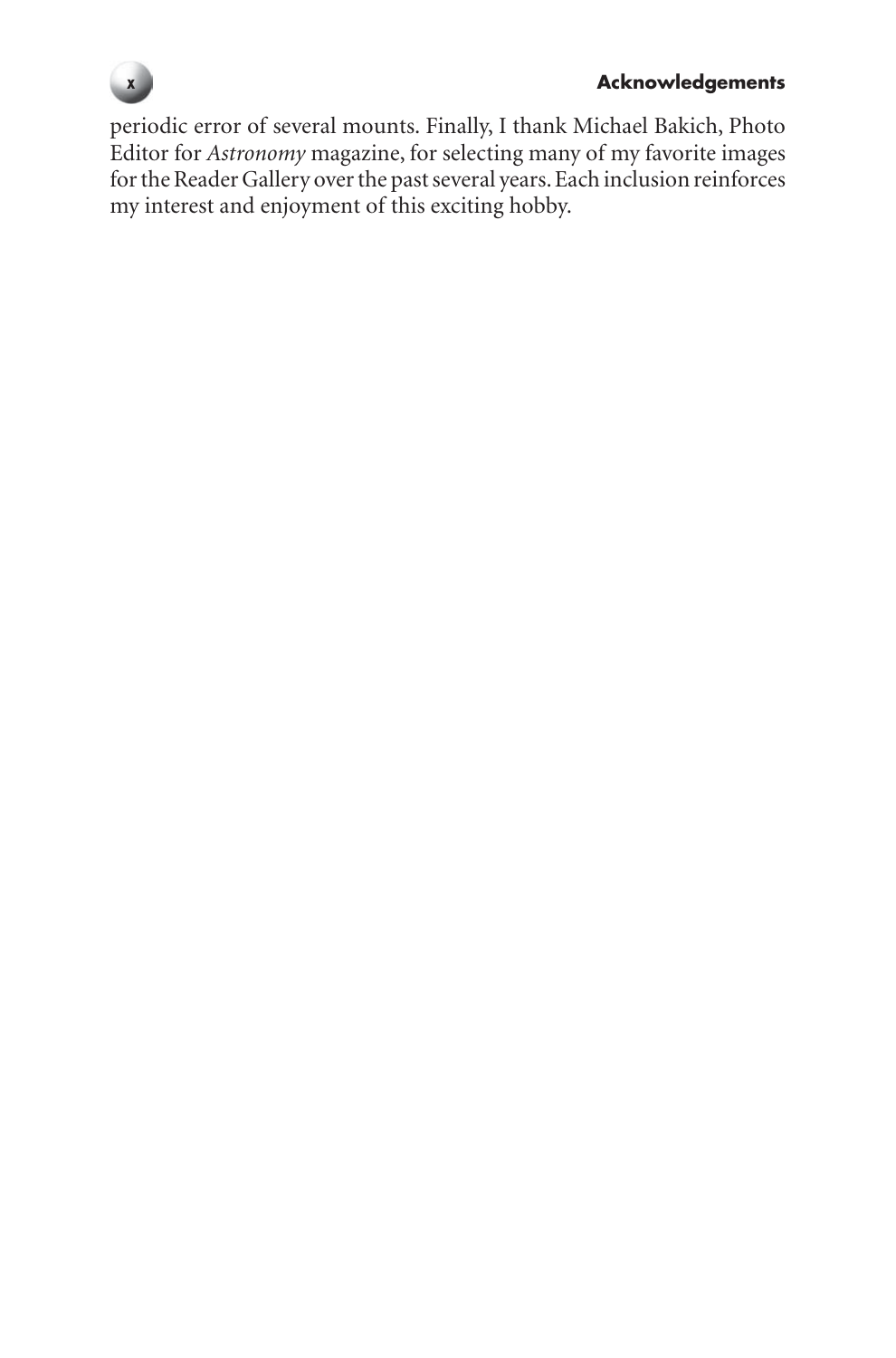periodic error of several mounts. Finally, I thank Michael Bakich, Photo Editor for *Astronomy* magazine, for selecting many of my favorite images for the Reader Gallery over the past several years. Each inclusion reinforces my interest and enjoyment of this exciting hobby.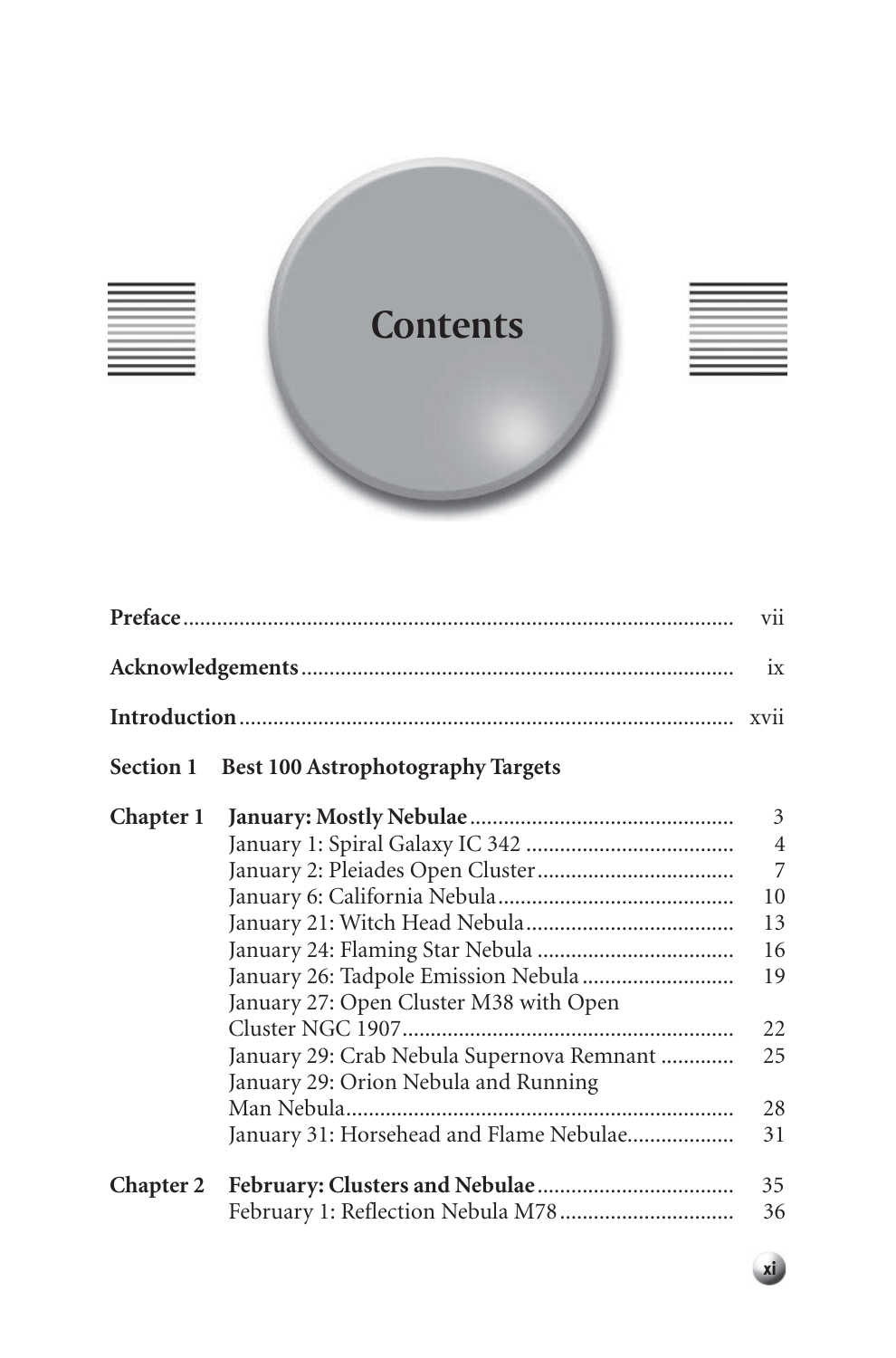# Contents

| | | |
|---|---|---|
| **Preface** | | vii |
| **Acknowledgements** | | ix |
| **Introduction** | | xvii |
| **Section 1** | **Best 100 Astrophotography Targets** | |
| **Chapter 1** | **January: Mostly Nebulae** | 3 |
| | January 1: Spiral Galaxy IC 342 | 4 |
| | January 2: Pleiades Open Cluster | 7 |
| | January 6: California Nebula | 10 |
| | January 21: Witch Head Nebula | 13 |
| | January 24: Flaming Star Nebula | 16 |
| | January 26: Tadpole Emission Nebula | 19 |
| | January 27: Open Cluster M38 with Open Cluster NGC 1907 | 22 |
| | January 29: Crab Nebula Supernova Remnant | 25 |
| | January 29: Orion Nebula and Running Man Nebula | 28 |
| | January 31: Horsehead and Flame Nebulae | 31 |
| **Chapter 2** | **February: Clusters and Nebulae** | 35 |
| | February 1: Reflection Nebula M78 | 36 |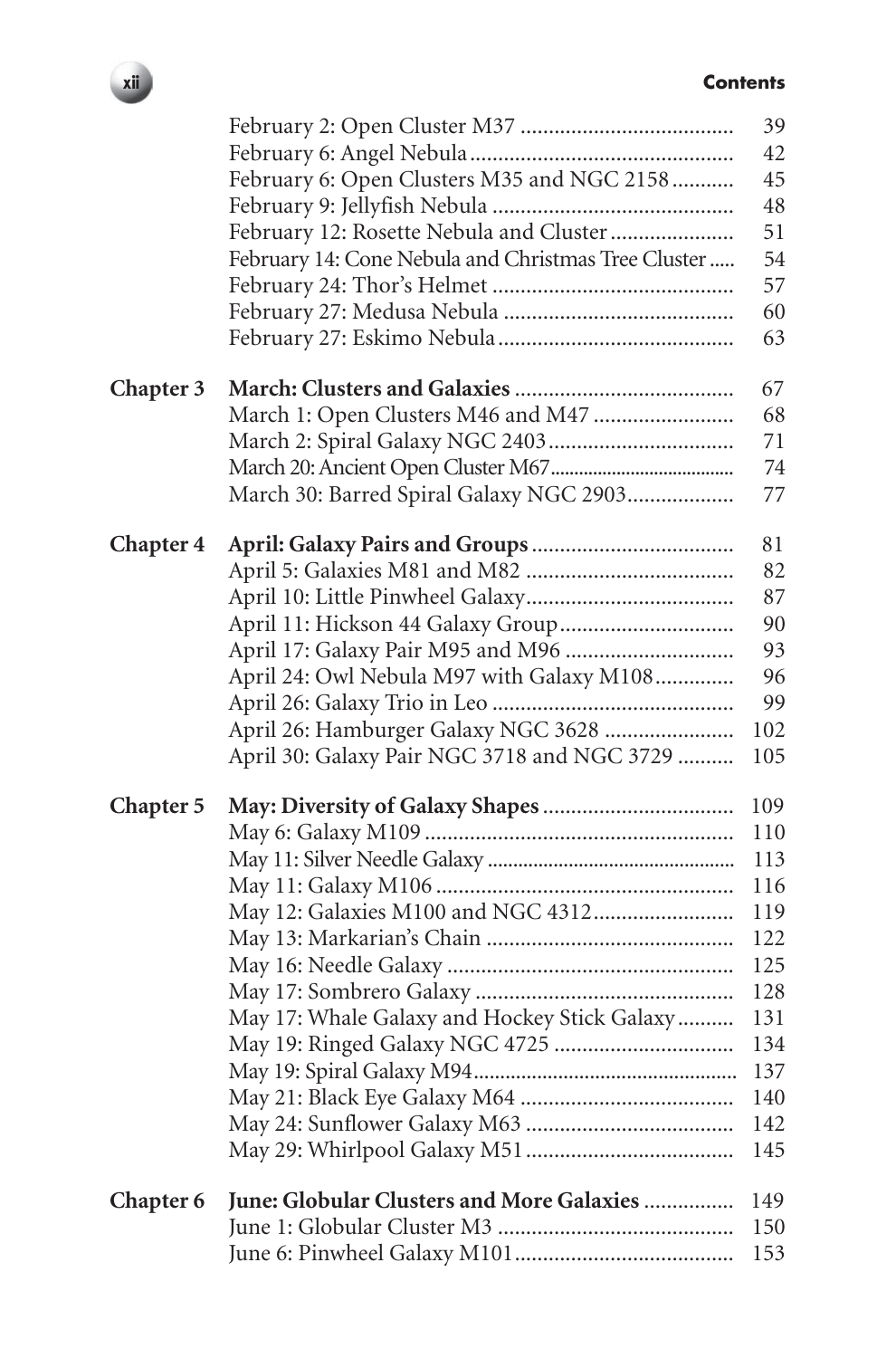| | | |
|---|---|---|
| | February 2: Open Cluster M37 | 39 |
| | February 6: Angel Nebula | 42 |
| | February 6: Open Clusters M35 and NGC 2158 | 45 |
| | February 9: Jellyfish Nebula | 48 |
| | February 12: Rosette Nebula and Cluster | 51 |
| | February 14: Cone Nebula and Christmas Tree Cluster | 54 |
| | February 24: Thor's Helmet | 57 |
| | February 27: Medusa Nebula | 60 |
| | February 27: Eskimo Nebula | 63 |
| **Chapter 3** | **March: Clusters and Galaxies** | 67 |
| | March 1: Open Clusters M46 and M47 | 68 |
| | March 2: Spiral Galaxy NGC 2403 | 71 |
| | March 20: Ancient Open Cluster M67 | 74 |
| | March 30: Barred Spiral Galaxy NGC 2903 | 77 |
| **Chapter 4** | **April: Galaxy Pairs and Groups** | 81 |
| | April 5: Galaxies M81 and M82 | 82 |
| | April 10: Little Pinwheel Galaxy | 87 |
| | April 11: Hickson 44 Galaxy Group | 90 |
| | April 17: Galaxy Pair M95 and M96 | 93 |
| | April 24: Owl Nebula M97 with Galaxy M108 | 96 |
| | April 26: Galaxy Trio in Leo | 99 |
| | April 26: Hamburger Galaxy NGC 3628 | 102 |
| | April 30: Galaxy Pair NGC 3718 and NGC 3729 | 105 |
| **Chapter 5** | **May: Diversity of Galaxy Shapes** | 109 |
| | May 6: Galaxy M109 | 110 |
| | May 11: Silver Needle Galaxy | 113 |
| | May 11: Galaxy M106 | 116 |
| | May 12: Galaxies M100 and NGC 4312 | 119 |
| | May 13: Markarian's Chain | 122 |
| | May 16: Needle Galaxy | 125 |
| | May 17: Sombrero Galaxy | 128 |
| | May 17: Whale Galaxy and Hockey Stick Galaxy | 131 |
| | May 19: Ringed Galaxy NGC 4725 | 134 |
| | May 19: Spiral Galaxy M94 | 137 |
| | May 21: Black Eye Galaxy M64 | 140 |
| | May 24: Sunflower Galaxy M63 | 142 |
| | May 29: Whirlpool Galaxy M51 | 145 |
| **Chapter 6** | **June: Globular Clusters and More Galaxies** | 149 |
| | June 1: Globular Cluster M3 | 150 |
| | June 6: Pinwheel Galaxy M101 | 153 |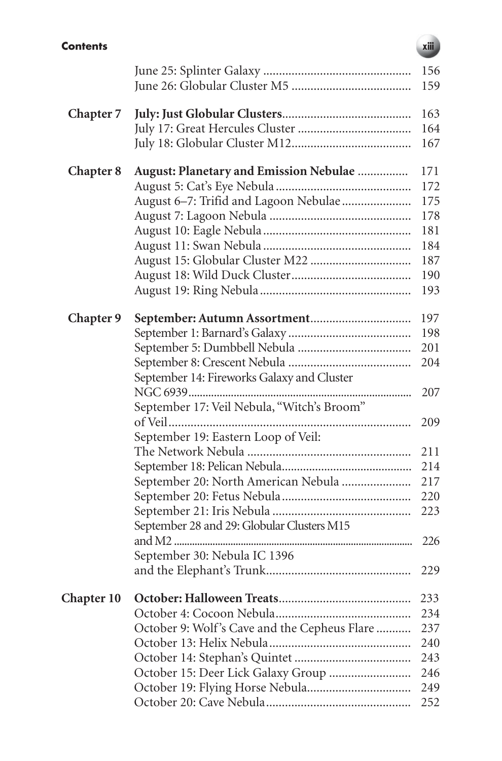| | | |
|---|---|---|
| | June 25: Splinter Galaxy | 156 |
| | June 26: Globular Cluster M5 | 159 |
| **Chapter 7** | **July: Just Globular Clusters** | 163 |
| | July 17: Great Hercules Cluster | 164 |
| | July 18: Globular Cluster M12 | 167 |
| **Chapter 8** | **August: Planetary and Emission Nebulae** | 171 |
| | August 5: Cat's Eye Nebula | 172 |
| | August 6–7: Trifid and Lagoon Nebulae | 175 |
| | August 7: Lagoon Nebula | 178 |
| | August 10: Eagle Nebula | 181 |
| | August 11: Swan Nebula | 184 |
| | August 15: Globular Cluster M22 | 187 |
| | August 18: Wild Duck Cluster | 190 |
| | August 19: Ring Nebula | 193 |
| **Chapter 9** | **September: Autumn Assortment** | 197 |
| | September 1: Barnard's Galaxy | 198 |
| | September 5: Dumbbell Nebula | 201 |
| | September 8: Crescent Nebula | 204 |
| | September 14: Fireworks Galaxy and Cluster NGC 6939 | 207 |
| | September 17: Veil Nebula, "Witch's Broom" of Veil | 209 |
| | September 19: Eastern Loop of Veil: The Network Nebula | 211 |
| | September 18: Pelican Nebula | 214 |
| | September 20: North American Nebula | 217 |
| | September 20: Fetus Nebula | 220 |
| | September 21: Iris Nebula | 223 |
| | September 28 and 29: Globular Clusters M15 and M2 | 226 |
| | September 30: Nebula IC 1396 and the Elephant's Trunk | 229 |
| **Chapter 10** | **October: Halloween Treats** | 233 |
| | October 4: Cocoon Nebula | 234 |
| | October 9: Wolf's Cave and the Cepheus Flare | 237 |
| | October 13: Helix Nebula | 240 |
| | October 14: Stephan's Quintet | 243 |
| | October 15: Deer Lick Galaxy Group | 246 |
| | October 19: Flying Horse Nebula | 249 |
| | October 20: Cave Nebula | 252 |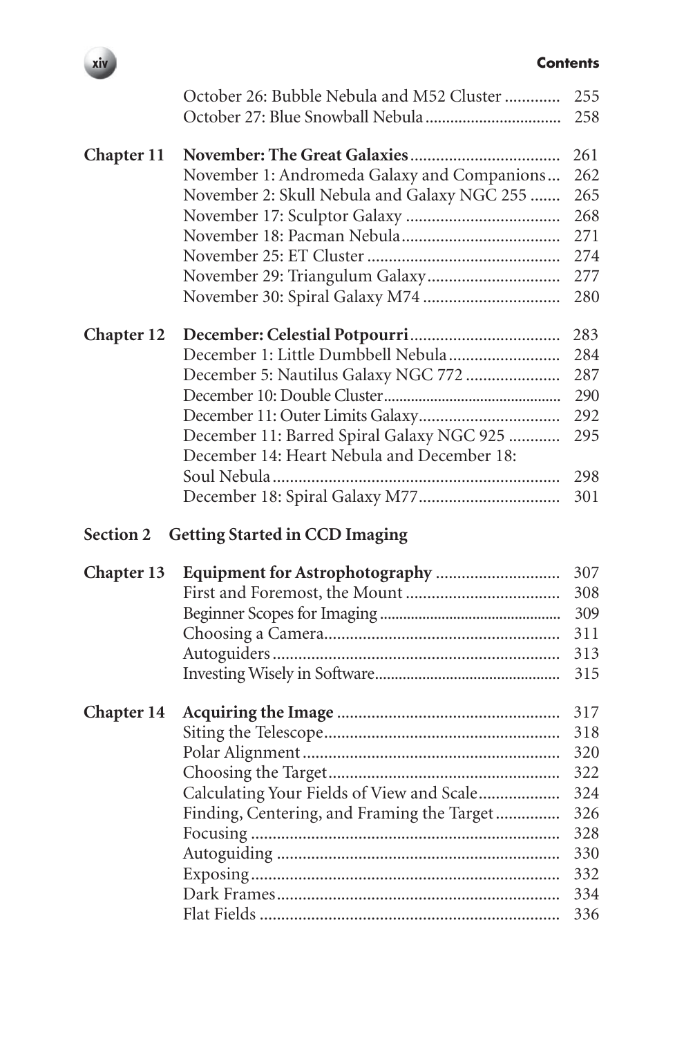| | | |
|---|---|---|
| | October 26: Bubble Nebula and M52 Cluster | 255 |
| | October 27: Blue Snowball Nebula | 258 |
| **Chapter 11** | **November: The Great Galaxies** | 261 |
| | November 1: Andromeda Galaxy and Companions | 262 |
| | November 2: Skull Nebula and Galaxy NGC 255 | 265 |
| | November 17: Sculptor Galaxy | 268 |
| | November 18: Pacman Nebula | 271 |
| | November 25: ET Cluster | 274 |
| | November 29: Triangulum Galaxy | 277 |
| | November 30: Spiral Galaxy M74 | 280 |
| **Chapter 12** | **December: Celestial Potpourri** | 283 |
| | December 1: Little Dumbbell Nebula | 284 |
| | December 5: Nautilus Galaxy NGC 772 | 287 |
| | December 10: Double Cluster | 290 |
| | December 11: Outer Limits Galaxy | 292 |
| | December 11: Barred Spiral Galaxy NGC 925 | 295 |
| | December 14: Heart Nebula and December 18: Soul Nebula | 298 |
| | December 18: Spiral Galaxy M77 | 301 |

**Section 2 Getting Started in CCD Imaging**

| | | |
|---|---|---|
| **Chapter 13** | **Equipment for Astrophotography** | 307 |
| | First and Foremost, the Mount | 308 |
| | Beginner Scopes for Imaging | 309 |
| | Choosing a Camera | 311 |
| | Autoguiders | 313 |
| | Investing Wisely in Software | 315 |
| **Chapter 14** | **Acquiring the Image** | 317 |
| | Siting the Telescope | 318 |
| | Polar Alignment | 320 |
| | Choosing the Target | 322 |
| | Calculating Your Fields of View and Scale | 324 |
| | Finding, Centering, and Framing the Target | 326 |
| | Focusing | 328 |
| | Autoguiding | 330 |
| | Exposing | 332 |
| | Dark Frames | 334 |
| | Flat Fields | 336 |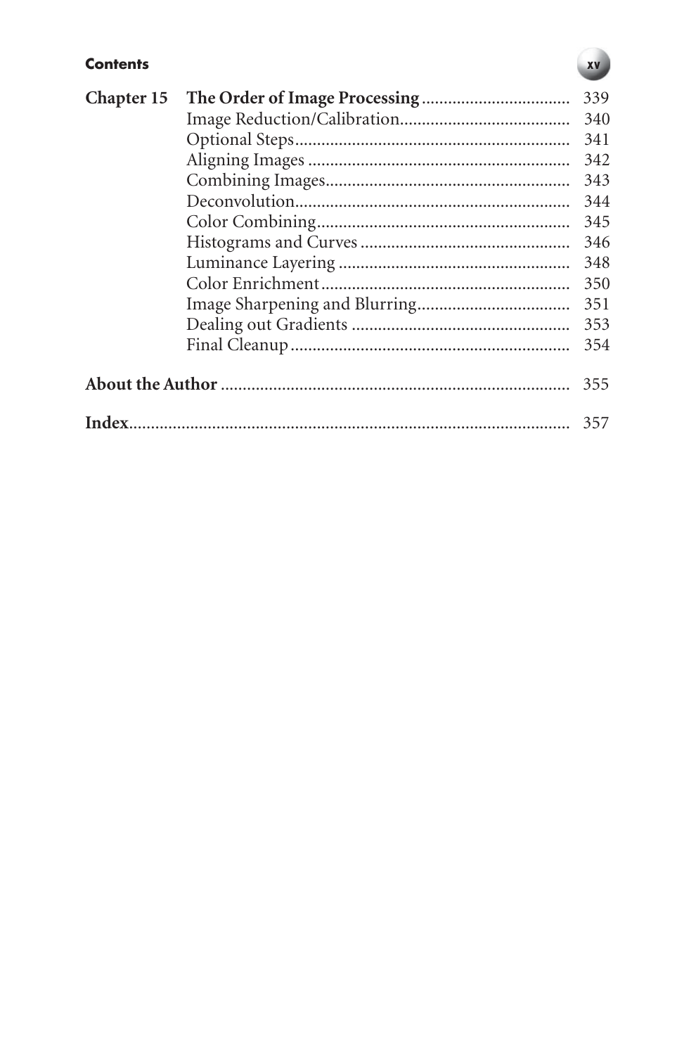| | | |
|---|---|---|
| **Chapter 15** | **The Order of Image Processing** | 339 |
| | Image Reduction/Calibration | 340 |
| | Optional Steps | 341 |
| | Aligning Images | 342 |
| | Combining Images | 343 |
| | Deconvolution | 344 |
| | Color Combining | 345 |
| | Histograms and Curves | 346 |
| | Luminance Layering | 348 |
| | Color Enrichment | 350 |
| | Image Sharpening and Blurring | 351 |
| | Dealing out Gradients | 353 |
| | Final Cleanup | 354 |

**About the Author** ..... 355

**Index** ..... 357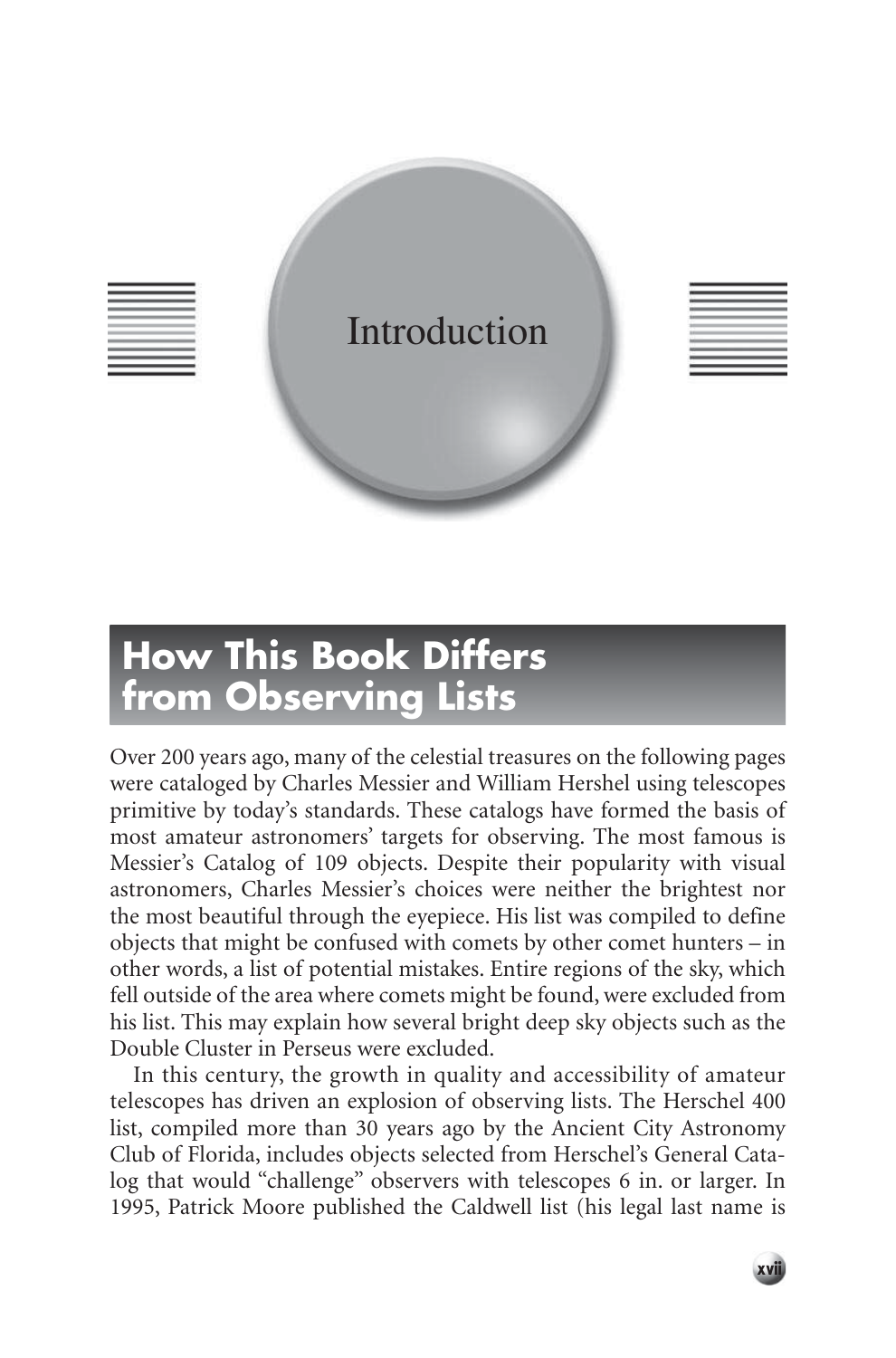# Introduction

## How This Book Differs from Observing Lists

Over 200 years ago, many of the celestial treasures on the following pages were cataloged by Charles Messier and William Hershel using telescopes primitive by today's standards. These catalogs have formed the basis of most amateur astronomers' targets for observing. The most famous is Messier's Catalog of 109 objects. Despite their popularity with visual astronomers, Charles Messier's choices were neither the brightest nor the most beautiful through the eyepiece. His list was compiled to define objects that might be confused with comets by other comet hunters – in other words, a list of potential mistakes. Entire regions of the sky, which fell outside of the area where comets might be found, were excluded from his list. This may explain how several bright deep sky objects such as the Double Cluster in Perseus were excluded.

In this century, the growth in quality and accessibility of amateur telescopes has driven an explosion of observing lists. The Herschel 400 list, compiled more than 30 years ago by the Ancient City Astronomy Club of Florida, includes objects selected from Herschel's General Catalog that would "challenge" observers with telescopes 6 in. or larger. In 1995, Patrick Moore published the Caldwell list (his legal last name is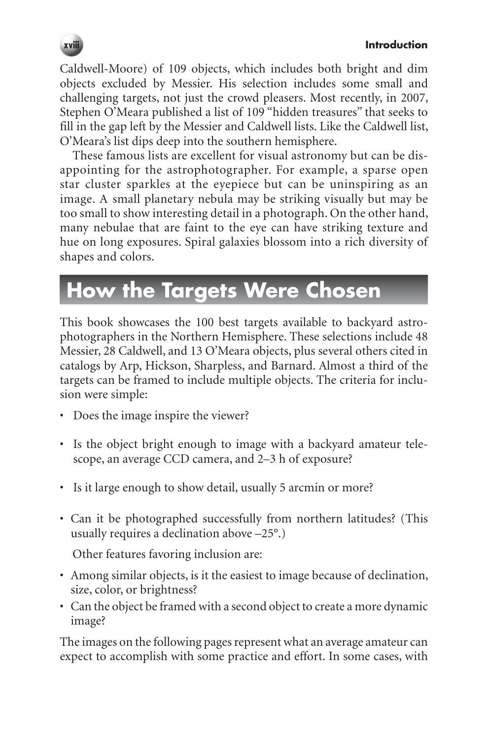Caldwell-Moore) of 109 objects, which includes both bright and dim objects excluded by Messier. His selection includes some small and challenging targets, not just the crowd pleasers. Most recently, in 2007, Stephen O'Meara published a list of 109 "hidden treasures" that seeks to fill in the gap left by the Messier and Caldwell lists. Like the Caldwell list, O'Meara's list dips deep into the southern hemisphere.

These famous lists are excellent for visual astronomy but can be disappointing for the astrophotographer. For example, a sparse open star cluster sparkles at the eyepiece but can be uninspiring as an image. A small planetary nebula may be striking visually but may be too small to show interesting detail in a photograph. On the other hand, many nebulae that are faint to the eye can have striking texture and hue on long exposures. Spiral galaxies blossom into a rich diversity of shapes and colors.

## How the Targets Were Chosen

This book showcases the 100 best targets available to backyard astrophotographers in the Northern Hemisphere. These selections include 48 Messier, 28 Caldwell, and 13 O'Meara objects, plus several others cited in catalogs by Arp, Hickson, Sharpless, and Barnard. Almost a third of the targets can be framed to include multiple objects. The criteria for inclusion were simple:

- Does the image inspire the viewer?
- Is the object bright enough to image with a backyard amateur telescope, an average CCD camera, and 2–3 h of exposure?
- Is it large enough to show detail, usually 5 arcmin or more?
- Can it be photographed successfully from northern latitudes? (This usually requires a declination above –25°.)

Other features favoring inclusion are:

- Among similar objects, is it the easiest to image because of declination, size, color, or brightness?
- Can the object be framed with a second object to create a more dynamic image?

The images on the following pages represent what an average amateur can expect to accomplish with some practice and effort. In some cases, with